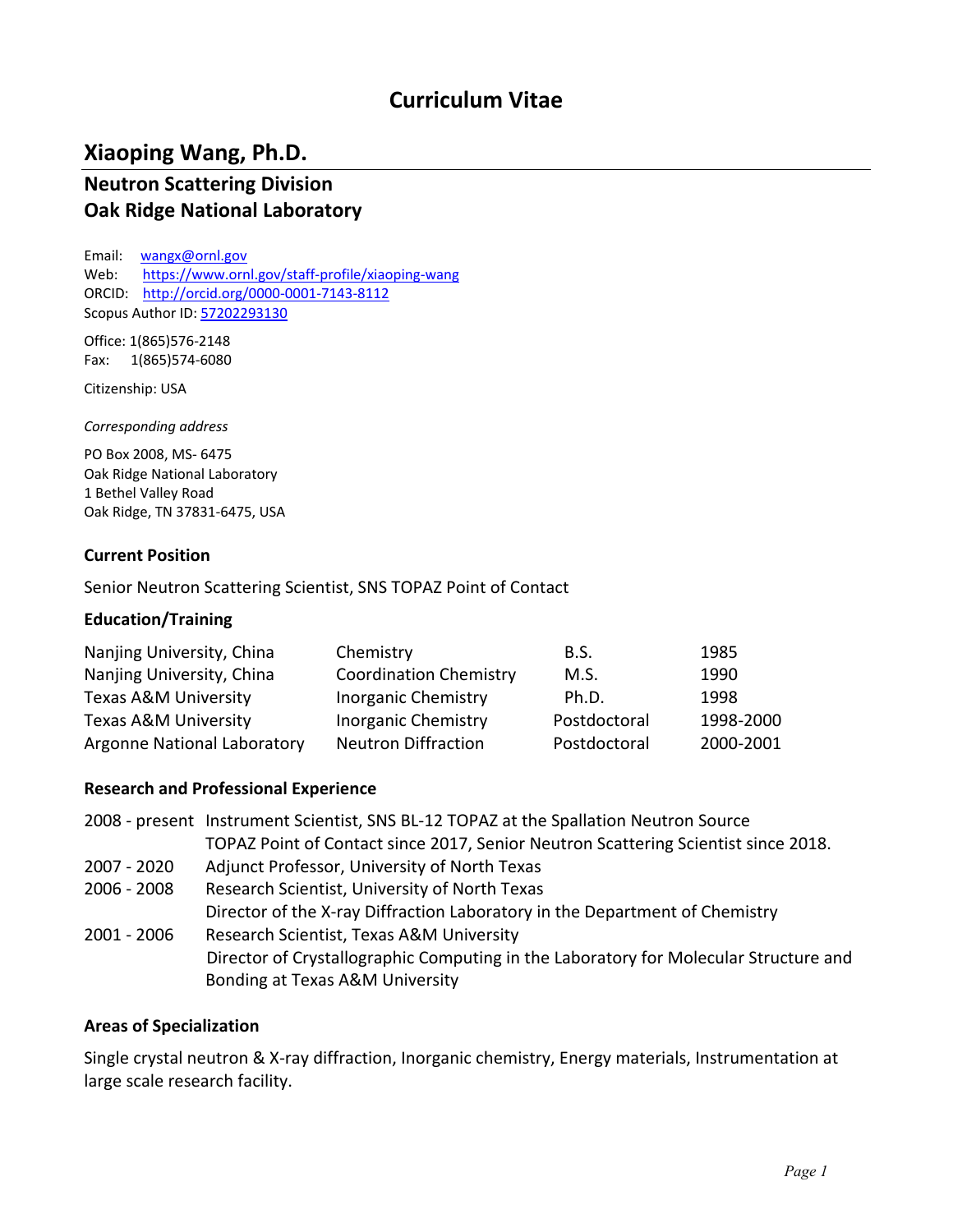# Curriculum Vitae

## Xiaoping Wang, Ph.D.

### Neutron Scattering Division
### Oak Ridge National Laboratory

Email: wangx@ornl.gov  
Web: https://www.ornl.gov/staff-profile/xiaoping-wang  
ORCID: http://orcid.org/0000-0001-7143-8112  
Scopus Author ID: 57202293130

Office: 1(865)576-2148  
Fax: 1(865)574-6080

Citizenship: USA

*Corresponding address*

PO Box 2008, MS- 6475  
Oak Ridge National Laboratory  
1 Bethel Valley Road  
Oak Ridge, TN 37831-6475, USA

### Current Position

Senior Neutron Scattering Scientist, SNS TOPAZ Point of Contact

### Education/Training

| | | | |
|---|---|---|---|
| Nanjing University, China | Chemistry | B.S. | 1985 |
| Nanjing University, China | Coordination Chemistry | M.S. | 1990 |
| Texas A&M University | Inorganic Chemistry | Ph.D. | 1998 |
| Texas A&M University | Inorganic Chemistry | Postdoctoral | 1998-2000 |
| Argonne National Laboratory | Neutron Diffraction | Postdoctoral | 2000-2001 |

### Research and Professional Experience

| | |
|---|---|
| 2008 - present | Instrument Scientist, SNS BL-12 TOPAZ at the Spallation Neutron Source<br>TOPAZ Point of Contact since 2017, Senior Neutron Scattering Scientist since 2018. |
| 2007 - 2020 | Adjunct Professor, University of North Texas |
| 2006 - 2008 | Research Scientist, University of North Texas<br>Director of the X-ray Diffraction Laboratory in the Department of Chemistry |
| 2001 - 2006 | Research Scientist, Texas A&M University<br>Director of Crystallographic Computing in the Laboratory for Molecular Structure and Bonding at Texas A&M University |

### Areas of Specialization

Single crystal neutron & X-ray diffraction, Inorganic chemistry, Energy materials, Instrumentation at large scale research facility.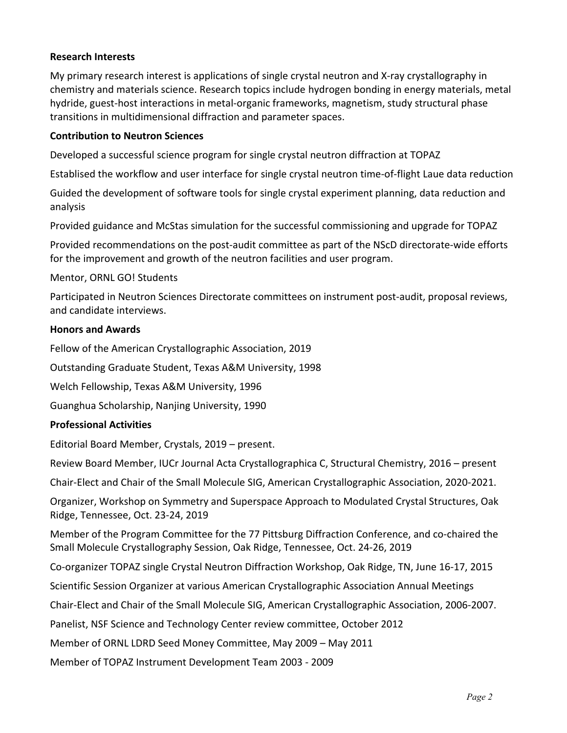**Research Interests**

My primary research interest is applications of single crystal neutron and X-ray crystallography in chemistry and materials science. Research topics include hydrogen bonding in energy materials, metal hydride, guest-host interactions in metal-organic frameworks, magnetism, study structural phase transitions in multidimensional diffraction and parameter spaces.

**Contribution to Neutron Sciences**

Developed a successful science program for single crystal neutron diffraction at TOPAZ

Establised the workflow and user interface for single crystal neutron time-of-flight Laue data reduction

Guided the development of software tools for single crystal experiment planning, data reduction and analysis

Provided guidance and McStas simulation for the successful commissioning and upgrade for TOPAZ

Provided recommendations on the post-audit committee as part of the NScD directorate-wide efforts for the improvement and growth of the neutron facilities and user program.

Mentor, ORNL GO! Students

Participated in Neutron Sciences Directorate committees on instrument post-audit, proposal reviews, and candidate interviews.

**Honors and Awards**

Fellow of the American Crystallographic Association, 2019

Outstanding Graduate Student, Texas A&M University, 1998

Welch Fellowship, Texas A&M University, 1996

Guanghua Scholarship, Nanjing University, 1990

**Professional Activities**

Editorial Board Member, Crystals, 2019 – present.

Review Board Member, IUCr Journal Acta Crystallographica C, Structural Chemistry, 2016 – present

Chair-Elect and Chair of the Small Molecule SIG, American Crystallographic Association, 2020-2021.

Organizer, Workshop on Symmetry and Superspace Approach to Modulated Crystal Structures, Oak Ridge, Tennessee, Oct. 23-24, 2019

Member of the Program Committee for the 77 Pittsburg Diffraction Conference, and co-chaired the Small Molecule Crystallography Session, Oak Ridge, Tennessee, Oct. 24-26, 2019

Co-organizer TOPAZ single Crystal Neutron Diffraction Workshop, Oak Ridge, TN, June 16-17, 2015

Scientific Session Organizer at various American Crystallographic Association Annual Meetings

Chair-Elect and Chair of the Small Molecule SIG, American Crystallographic Association, 2006-2007.

Panelist, NSF Science and Technology Center review committee, October 2012

Member of ORNL LDRD Seed Money Committee, May 2009 – May 2011

Member of TOPAZ Instrument Development Team 2003 - 2009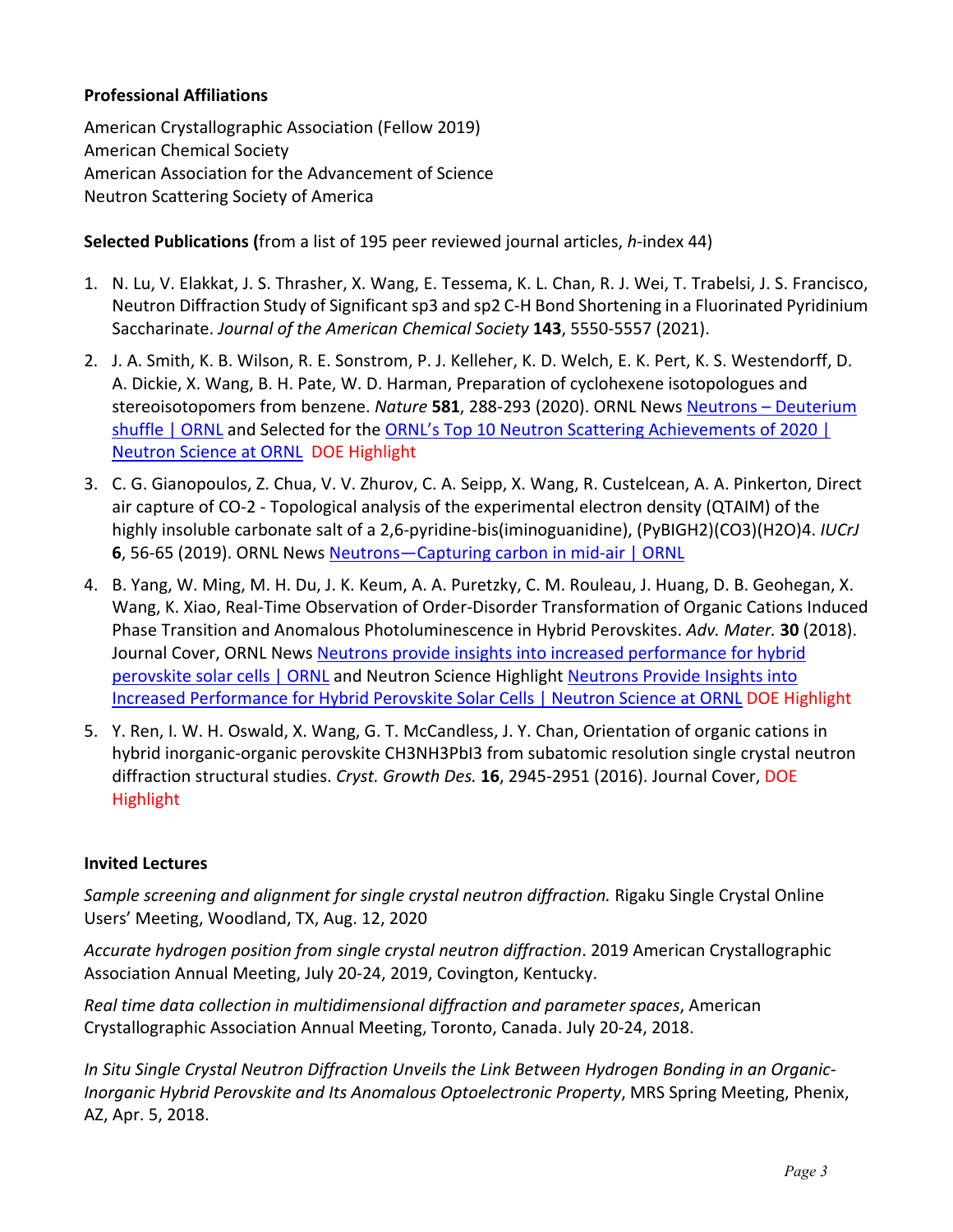**Professional Affiliations**

American Crystallographic Association (Fellow 2019)
American Chemical Society
American Association for the Advancement of Science
Neutron Scattering Society of America

**Selected Publications (**from a list of 195 peer reviewed journal articles, *h*-index 44)

1. N. Lu, V. Elakkat, J. S. Thrasher, X. Wang, E. Tessema, K. L. Chan, R. J. Wei, T. Trabelsi, J. S. Francisco, Neutron Diffraction Study of Significant sp3 and sp2 C-H Bond Shortening in a Fluorinated Pyridinium Saccharinate. *Journal of the American Chemical Society* **143**, 5550-5557 (2021).
2. J. A. Smith, K. B. Wilson, R. E. Sonstrom, P. J. Kelleher, K. D. Welch, E. K. Pert, K. S. Westendorff, D. A. Dickie, X. Wang, B. H. Pate, W. D. Harman, Preparation of cyclohexene isotopologues and stereoisotopomers from benzene. *Nature* **581**, 288-293 (2020). ORNL News [Neutrons – Deuterium shuffle | ORNL] and Selected for the [ORNL's Top 10 Neutron Scattering Achievements of 2020 | Neutron Science at ORNL] DOE Highlight
3. C. G. Gianopoulos, Z. Chua, V. V. Zhurov, C. A. Seipp, X. Wang, R. Custelcean, A. A. Pinkerton, Direct air capture of CO-2 - Topological analysis of the experimental electron density (QTAIM) of the highly insoluble carbonate salt of a 2,6-pyridine-bis(iminoguanidine), (PyBIGH2)(CO3)(H2O)4. *IUCrJ* **6**, 56-65 (2019). ORNL News [Neutrons—Capturing carbon in mid-air | ORNL]
4. B. Yang, W. Ming, M. H. Du, J. K. Keum, A. A. Puretzky, C. M. Rouleau, J. Huang, D. B. Geohegan, X. Wang, K. Xiao, Real-Time Observation of Order-Disorder Transformation of Organic Cations Induced Phase Transition and Anomalous Photoluminescence in Hybrid Perovskites. *Adv. Mater.* **30** (2018). Journal Cover, ORNL News [Neutrons provide insights into increased performance for hybrid perovskite solar cells | ORNL] and Neutron Science Highlight [Neutrons Provide Insights into Increased Performance for Hybrid Perovskite Solar Cells | Neutron Science at ORNL] DOE Highlight
5. Y. Ren, I. W. H. Oswald, X. Wang, G. T. McCandless, J. Y. Chan, Orientation of organic cations in hybrid inorganic-organic perovskite CH3NH3PbI3 from subatomic resolution single crystal neutron diffraction structural studies. *Cryst. Growth Des.* **16**, 2945-2951 (2016). Journal Cover, DOE Highlight

**Invited Lectures**

*Sample screening and alignment for single crystal neutron diffraction.* Rigaku Single Crystal Online Users' Meeting, Woodland, TX, Aug. 12, 2020

*Accurate hydrogen position from single crystal neutron diffraction*. 2019 American Crystallographic Association Annual Meeting, July 20-24, 2019, Covington, Kentucky.

*Real time data collection in multidimensional diffraction and parameter spaces*, American Crystallographic Association Annual Meeting, Toronto, Canada. July 20-24, 2018.

*In Situ Single Crystal Neutron Diffraction Unveils the Link Between Hydrogen Bonding in an Organic-Inorganic Hybrid Perovskite and Its Anomalous Optoelectronic Property*, MRS Spring Meeting, Phenix, AZ, Apr. 5, 2018.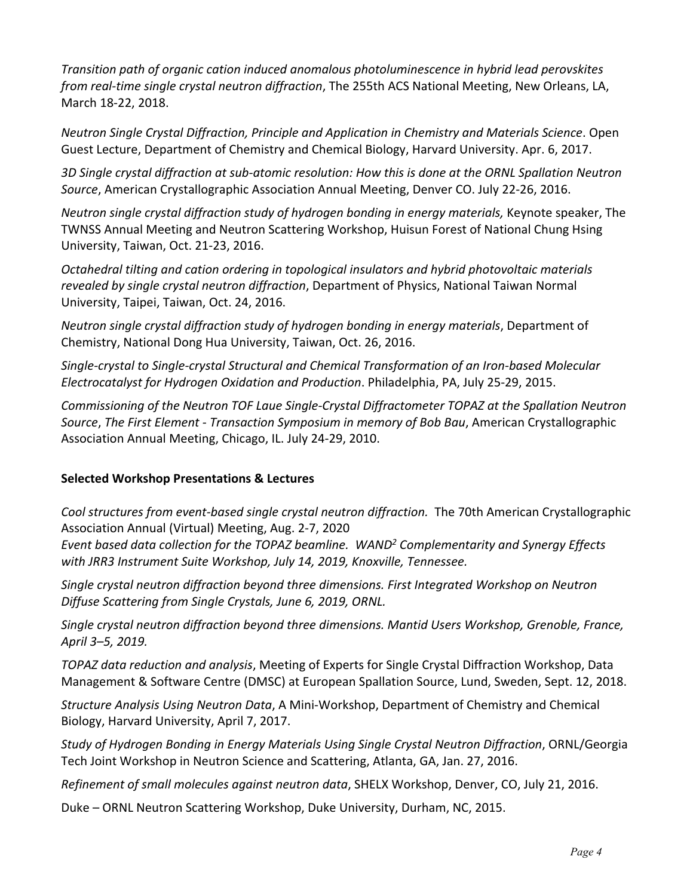*Transition path of organic cation induced anomalous photoluminescence in hybrid lead perovskites from real-time single crystal neutron diffraction*, The 255th ACS National Meeting, New Orleans, LA, March 18-22, 2018.

*Neutron Single Crystal Diffraction, Principle and Application in Chemistry and Materials Science*. Open Guest Lecture, Department of Chemistry and Chemical Biology, Harvard University. Apr. 6, 2017.

*3D Single crystal diffraction at sub-atomic resolution: How this is done at the ORNL Spallation Neutron Source*, American Crystallographic Association Annual Meeting, Denver CO. July 22-26, 2016.

*Neutron single crystal diffraction study of hydrogen bonding in energy materials,* Keynote speaker, The TWNSS Annual Meeting and Neutron Scattering Workshop, Huisun Forest of National Chung Hsing University, Taiwan, Oct. 21-23, 2016.

*Octahedral tilting and cation ordering in topological insulators and hybrid photovoltaic materials revealed by single crystal neutron diffraction*, Department of Physics, National Taiwan Normal University, Taipei, Taiwan, Oct. 24, 2016.

*Neutron single crystal diffraction study of hydrogen bonding in energy materials*, Department of Chemistry, National Dong Hua University, Taiwan, Oct. 26, 2016.

*Single-crystal to Single-crystal Structural and Chemical Transformation of an Iron-based Molecular Electrocatalyst for Hydrogen Oxidation and Production*. Philadelphia, PA, July 25-29, 2015.

*Commissioning of the Neutron TOF Laue Single-Crystal Diffractometer TOPAZ at the Spallation Neutron Source*, *The First Element - Transaction Symposium in memory of Bob Bau*, American Crystallographic Association Annual Meeting, Chicago, IL. July 24-29, 2010.

**Selected Workshop Presentations & Lectures**

*Cool structures from event-based single crystal neutron diffraction.* The 70th American Crystallographic Association Annual (Virtual) Meeting, Aug. 2-7, 2020
*Event based data collection for the TOPAZ beamline. WAND$^2$ Complementarity and Synergy Effects with JRR3 Instrument Suite Workshop, July 14, 2019, Knoxville, Tennessee.*

*Single crystal neutron diffraction beyond three dimensions. First Integrated Workshop on Neutron Diffuse Scattering from Single Crystals, June 6, 2019, ORNL.*

*Single crystal neutron diffraction beyond three dimensions. Mantid Users Workshop, Grenoble, France, April 3–5, 2019.*

*TOPAZ data reduction and analysis*, Meeting of Experts for Single Crystal Diffraction Workshop, Data Management & Software Centre (DMSC) at European Spallation Source, Lund, Sweden, Sept. 12, 2018.

*Structure Analysis Using Neutron Data*, A Mini-Workshop, Department of Chemistry and Chemical Biology, Harvard University, April 7, 2017.

*Study of Hydrogen Bonding in Energy Materials Using Single Crystal Neutron Diffraction*, ORNL/Georgia Tech Joint Workshop in Neutron Science and Scattering, Atlanta, GA, Jan. 27, 2016.

*Refinement of small molecules against neutron data*, SHELX Workshop, Denver, CO, July 21, 2016.

Duke – ORNL Neutron Scattering Workshop, Duke University, Durham, NC, 2015.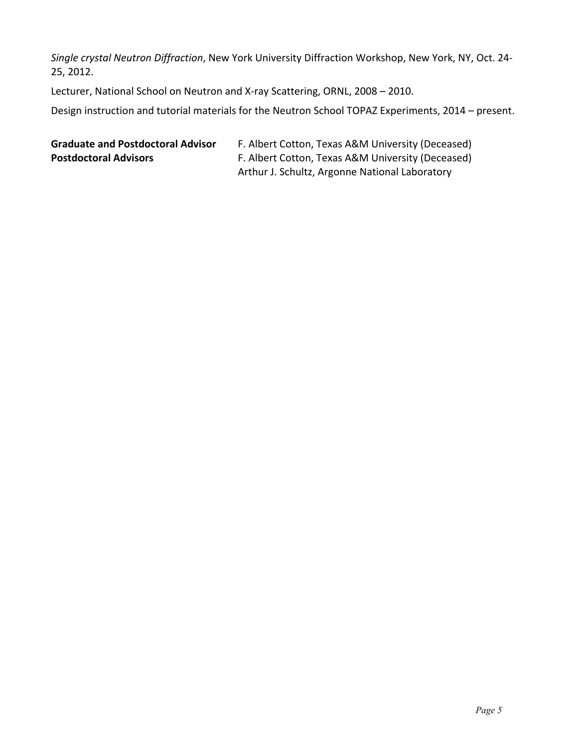*Single crystal Neutron Diffraction*, New York University Diffraction Workshop, New York, NY, Oct. 24-25, 2012.

Lecturer, National School on Neutron and X-ray Scattering, ORNL, 2008 – 2010.

Design instruction and tutorial materials for the Neutron School TOPAZ Experiments, 2014 – present.

| | |
|---|---|
| **Graduate and Postdoctoral Advisor** | F. Albert Cotton, Texas A&M University (Deceased) |
| **Postdoctoral Advisors** | F. Albert Cotton, Texas A&M University (Deceased) |
| | Arthur J. Schultz, Argonne National Laboratory |